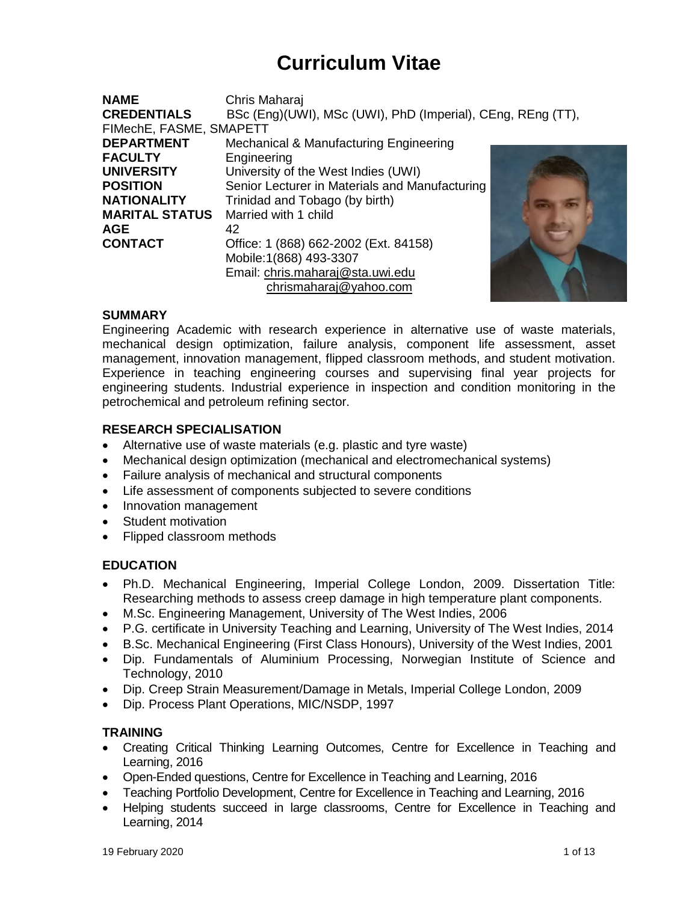# Curriculum Vitae

**NAME** Chris Maharaj
**CREDENTIALS** BSc (Eng)(UWI), MSc (UWI), PhD (Imperial), CEng, REng (TT), FIMechE, FASME, SMAPETT
**DEPARTMENT** Mechanical & Manufacturing Engineering
**FACULTY** Engineering
**UNIVERSITY** University of the West Indies (UWI)
**POSITION** Senior Lecturer in Materials and Manufacturing
**NATIONALITY** Trinidad and Tobago (by birth)
**MARITAL STATUS** Married with 1 child
**AGE** 42
**CONTACT** Office: 1 (868) 662-2002 (Ext. 84158)
Mobile:1(868) 493-3307
Email: chris.maharaj@sta.uwi.edu
chrismaharaj@yahoo.com

### SUMMARY

Engineering Academic with research experience in alternative use of waste materials, mechanical design optimization, failure analysis, component life assessment, asset management, innovation management, flipped classroom methods, and student motivation. Experience in teaching engineering courses and supervising final year projects for engineering students. Industrial experience in inspection and condition monitoring in the petrochemical and petroleum refining sector.

### RESEARCH SPECIALISATION

- Alternative use of waste materials (e.g. plastic and tyre waste)
- Mechanical design optimization (mechanical and electromechanical systems)
- Failure analysis of mechanical and structural components
- Life assessment of components subjected to severe conditions
- Innovation management
- Student motivation
- Flipped classroom methods

### EDUCATION

- Ph.D. Mechanical Engineering, Imperial College London, 2009. Dissertation Title: Researching methods to assess creep damage in high temperature plant components.
- M.Sc. Engineering Management, University of The West Indies, 2006
- P.G. certificate in University Teaching and Learning, University of The West Indies, 2014
- B.Sc. Mechanical Engineering (First Class Honours), University of the West Indies, 2001
- Dip. Fundamentals of Aluminium Processing, Norwegian Institute of Science and Technology, 2010
- Dip. Creep Strain Measurement/Damage in Metals, Imperial College London, 2009
- Dip. Process Plant Operations, MIC/NSDP, 1997

### TRAINING

- Creating Critical Thinking Learning Outcomes, Centre for Excellence in Teaching and Learning, 2016
- Open-Ended questions, Centre for Excellence in Teaching and Learning, 2016
- Teaching Portfolio Development, Centre for Excellence in Teaching and Learning, 2016
- Helping students succeed in large classrooms, Centre for Excellence in Teaching and Learning, 2014

19 February 2020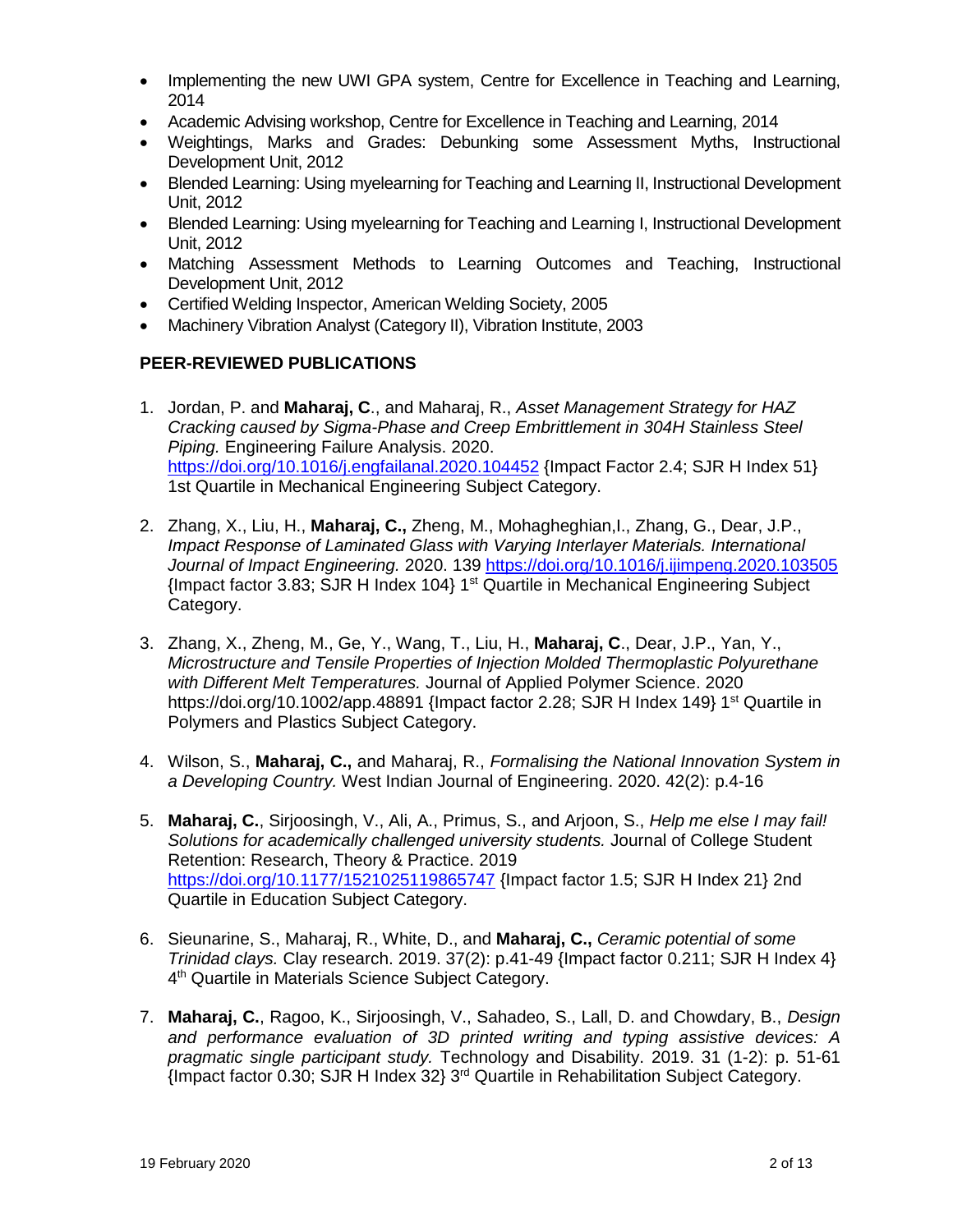- Implementing the new UWI GPA system, Centre for Excellence in Teaching and Learning, 2014
- Academic Advising workshop, Centre for Excellence in Teaching and Learning, 2014
- Weightings, Marks and Grades: Debunking some Assessment Myths, Instructional Development Unit, 2012
- Blended Learning: Using myelearning for Teaching and Learning II, Instructional Development Unit, 2012
- Blended Learning: Using myelearning for Teaching and Learning I, Instructional Development Unit, 2012
- Matching Assessment Methods to Learning Outcomes and Teaching, Instructional Development Unit, 2012
- Certified Welding Inspector, American Welding Society, 2005
- Machinery Vibration Analyst (Category II), Vibration Institute, 2003

## PEER-REVIEWED PUBLICATIONS

1. Jordan, P. and **Maharaj, C**., and Maharaj, R., *Asset Management Strategy for HAZ Cracking caused by Sigma-Phase and Creep Embrittlement in 304H Stainless Steel Piping.* Engineering Failure Analysis. 2020. https://doi.org/10.1016/j.engfailanal.2020.104452 {Impact Factor 2.4; SJR H Index 51} 1st Quartile in Mechanical Engineering Subject Category.

2. Zhang, X., Liu, H., **Maharaj, C.,** Zheng, M., Mohagheghian,I., Zhang, G., Dear, J.P., *Impact Response of Laminated Glass with Varying Interlayer Materials. International Journal of Impact Engineering.* 2020. 139 https://doi.org/10.1016/j.ijimpeng.2020.103505 {Impact factor 3.83; SJR H Index 104} 1st Quartile in Mechanical Engineering Subject Category.

3. Zhang, X., Zheng, M., Ge, Y., Wang, T., Liu, H., **Maharaj, C**., Dear, J.P., Yan, Y., *Microstructure and Tensile Properties of Injection Molded Thermoplastic Polyurethane with Different Melt Temperatures.* Journal of Applied Polymer Science. 2020 https://doi.org/10.1002/app.48891 {Impact factor 2.28; SJR H Index 149} 1st Quartile in Polymers and Plastics Subject Category.

4. Wilson, S., **Maharaj, C.,** and Maharaj, R., *Formalising the National Innovation System in a Developing Country.* West Indian Journal of Engineering. 2020. 42(2): p.4-16

5. **Maharaj, C.**, Sirjoosingh, V., Ali, A., Primus, S., and Arjoon, S., *Help me else I may fail! Solutions for academically challenged university students.* Journal of College Student Retention: Research, Theory & Practice. 2019 https://doi.org/10.1177/1521025119865747 {Impact factor 1.5; SJR H Index 21} 2nd Quartile in Education Subject Category.

6. Sieunarine, S., Maharaj, R., White, D., and **Maharaj, C.,** *Ceramic potential of some Trinidad clays.* Clay research. 2019. 37(2): p.41-49 {Impact factor 0.211; SJR H Index 4} 4th Quartile in Materials Science Subject Category.

7. **Maharaj, C.**, Ragoo, K., Sirjoosingh, V., Sahadeo, S., Lall, D. and Chowdary, B., *Design and performance evaluation of 3D printed writing and typing assistive devices: A pragmatic single participant study.* Technology and Disability. 2019. 31 (1-2): p. 51-61 {Impact factor 0.30; SJR H Index 32} 3rd Quartile in Rehabilitation Subject Category.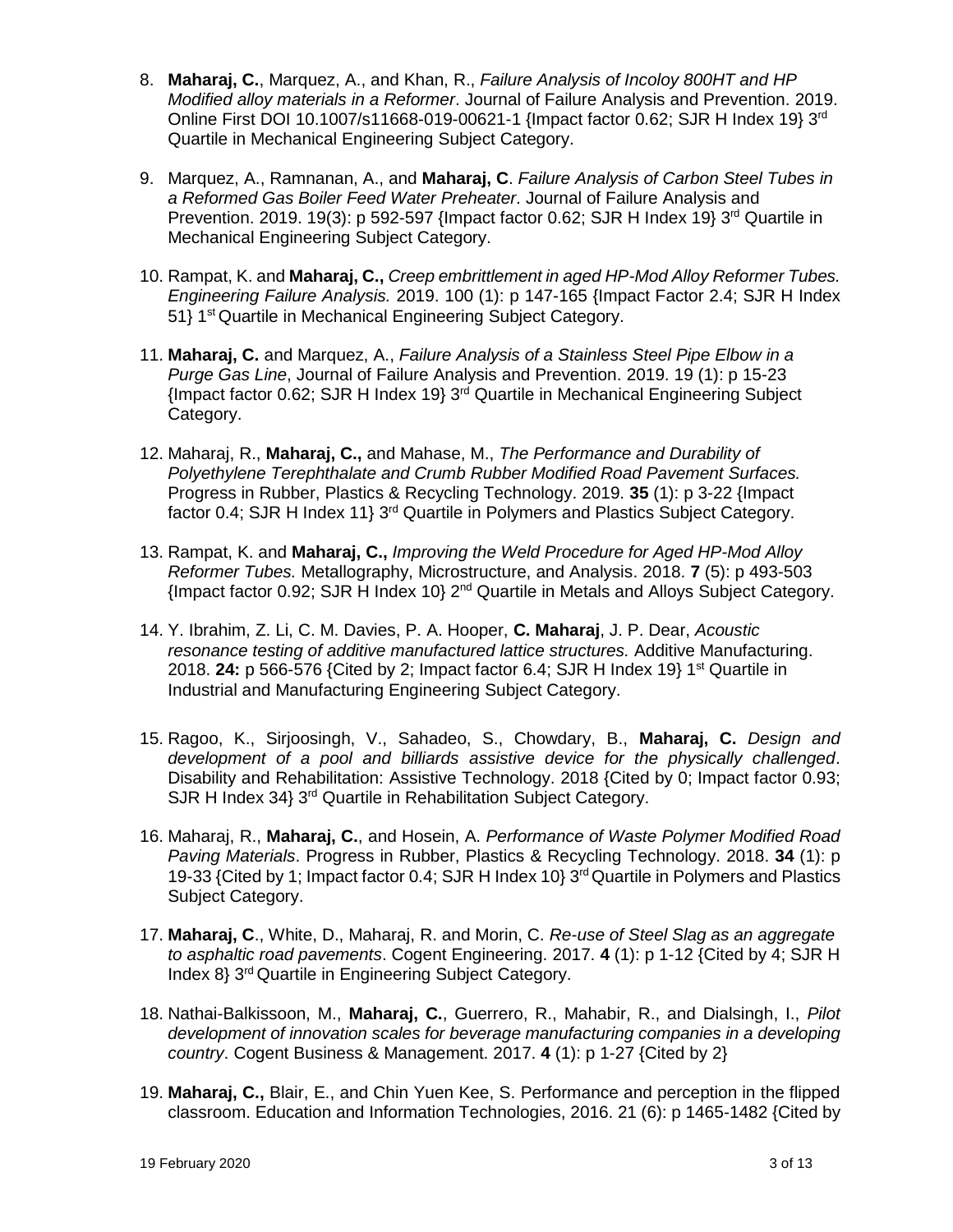8. **Maharaj, C.**, Marquez, A., and Khan, R., *Failure Analysis of Incoloy 800HT and HP Modified alloy materials in a Reformer*. Journal of Failure Analysis and Prevention. 2019. Online First DOI 10.1007/s11668-019-00621-1 {Impact factor 0.62; SJR H Index 19} 3rd Quartile in Mechanical Engineering Subject Category.

9. Marquez, A., Ramnanan, A., and **Maharaj, C**. *Failure Analysis of Carbon Steel Tubes in a Reformed Gas Boiler Feed Water Preheater*. Journal of Failure Analysis and Prevention. 2019. 19(3): p 592-597 {Impact factor 0.62; SJR H Index 19} 3rd Quartile in Mechanical Engineering Subject Category.

10. Rampat, K. and **Maharaj, C.,** *Creep embrittlement in aged HP-Mod Alloy Reformer Tubes. Engineering Failure Analysis.* 2019. 100 (1): p 147-165 {Impact Factor 2.4; SJR H Index 51} 1st Quartile in Mechanical Engineering Subject Category.

11. **Maharaj, C.** and Marquez, A., *Failure Analysis of a Stainless Steel Pipe Elbow in a Purge Gas Line*, Journal of Failure Analysis and Prevention. 2019. 19 (1): p 15-23 {Impact factor 0.62; SJR H Index 19} 3rd Quartile in Mechanical Engineering Subject Category.

12. Maharaj, R., **Maharaj, C.,** and Mahase, M., *The Performance and Durability of Polyethylene Terephthalate and Crumb Rubber Modified Road Pavement Surfaces.* Progress in Rubber, Plastics & Recycling Technology. 2019. **35** (1): p 3-22 {Impact factor 0.4; SJR H Index 11} 3rd Quartile in Polymers and Plastics Subject Category.

13. Rampat, K. and **Maharaj, C.,** *Improving the Weld Procedure for Aged HP-Mod Alloy Reformer Tubes.* Metallography, Microstructure, and Analysis. 2018. **7** (5): p 493-503 {Impact factor 0.92; SJR H Index 10} 2nd Quartile in Metals and Alloys Subject Category.

14. Y. Ibrahim, Z. Li, C. M. Davies, P. A. Hooper, **C. Maharaj**, J. P. Dear, *Acoustic resonance testing of additive manufactured lattice structures.* Additive Manufacturing. 2018. **24:** p 566-576 {Cited by 2; Impact factor 6.4; SJR H Index 19} 1st Quartile in Industrial and Manufacturing Engineering Subject Category.

15. Ragoo, K., Sirjoosingh, V., Sahadeo, S., Chowdary, B., **Maharaj, C.** *Design and development of a pool and billiards assistive device for the physically challenged*. Disability and Rehabilitation: Assistive Technology. 2018 {Cited by 0; Impact factor 0.93; SJR H Index 34} 3rd Quartile in Rehabilitation Subject Category.

16. Maharaj, R., **Maharaj, C.**, and Hosein, A. *Performance of Waste Polymer Modified Road Paving Materials*. Progress in Rubber, Plastics & Recycling Technology. 2018. **34** (1): p 19-33 {Cited by 1; Impact factor 0.4; SJR H Index 10} 3rd Quartile in Polymers and Plastics Subject Category.

17. **Maharaj, C**., White, D., Maharaj, R. and Morin, C. *Re-use of Steel Slag as an aggregate to asphaltic road pavements*. Cogent Engineering. 2017. **4** (1): p 1-12 {Cited by 4; SJR H Index 8} 3rd Quartile in Engineering Subject Category.

18. Nathai-Balkissoon, M., **Maharaj, C.**, Guerrero, R., Mahabir, R., and Dialsingh, I., *Pilot development of innovation scales for beverage manufacturing companies in a developing country*. Cogent Business & Management. 2017. **4** (1): p 1-27 {Cited by 2}

19. **Maharaj, C.,** Blair, E., and Chin Yuen Kee, S. Performance and perception in the flipped classroom. Education and Information Technologies, 2016. 21 (6): p 1465-1482 {Cited by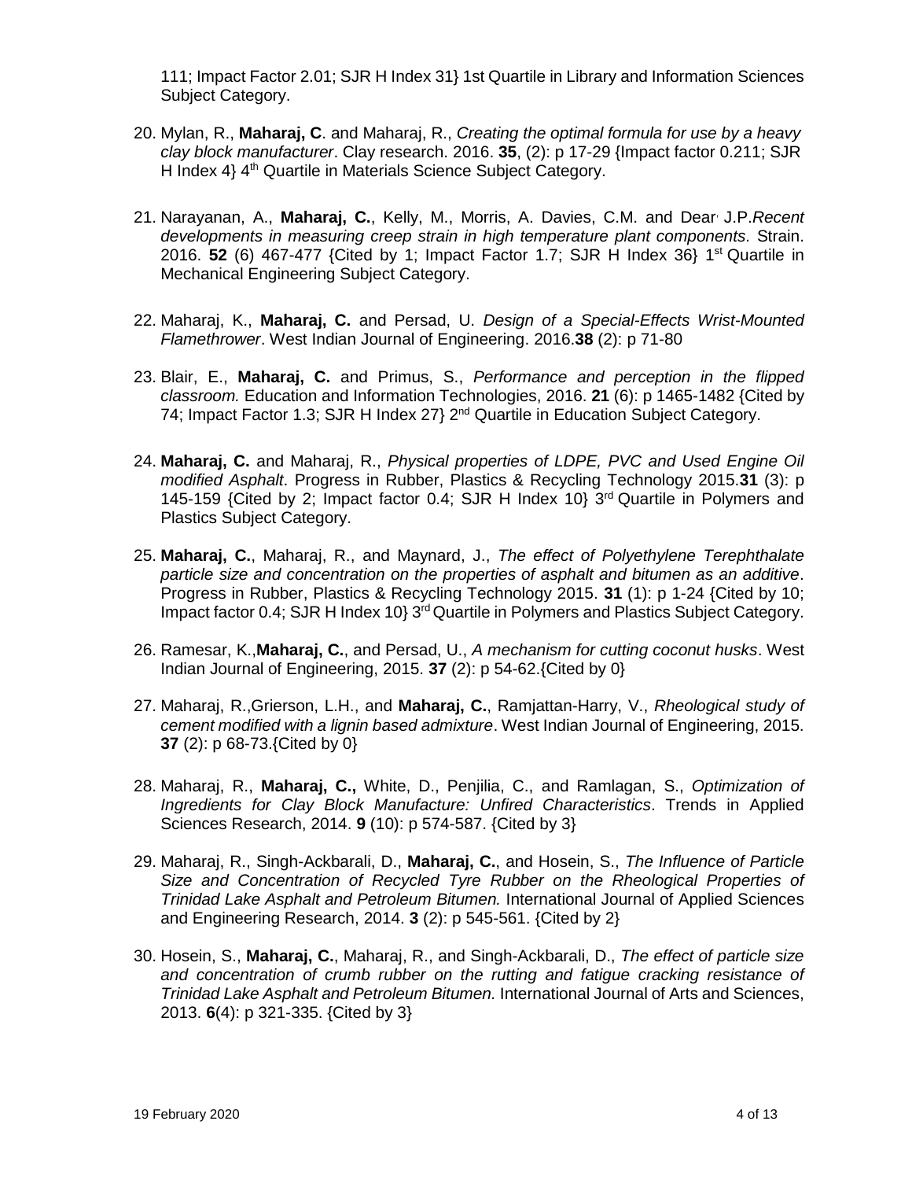111; Impact Factor 2.01; SJR H Index 31} 1st Quartile in Library and Information Sciences Subject Category.

20. Mylan, R., **Maharaj, C**. and Maharaj, R., *Creating the optimal formula for use by a heavy clay block manufacturer*. Clay research. 2016. **35**, (2): p 17-29 {Impact factor 0.211; SJR H Index 4} 4th Quartile in Materials Science Subject Category.

21. Narayanan, A., **Maharaj, C.**, Kelly, M., Morris, A. Davies, C.M. and Dear, J.P.*Recent developments in measuring creep strain in high temperature plant components*. Strain. 2016. **52** (6) 467-477 {Cited by 1; Impact Factor 1.7; SJR H Index 36} 1st Quartile in Mechanical Engineering Subject Category.

22. Maharaj, K., **Maharaj, C.** and Persad, U. *Design of a Special-Effects Wrist-Mounted Flamethrower*. West Indian Journal of Engineering. 2016.**38** (2): p 71-80

23. Blair, E., **Maharaj, C.** and Primus, S., *Performance and perception in the flipped classroom.* Education and Information Technologies, 2016. **21** (6): p 1465-1482 {Cited by 74; Impact Factor 1.3; SJR H Index 27} 2nd Quartile in Education Subject Category.

24. **Maharaj, C.** and Maharaj, R., *Physical properties of LDPE, PVC and Used Engine Oil modified Asphalt*. Progress in Rubber, Plastics & Recycling Technology 2015.**31** (3): p 145-159 {Cited by 2; Impact factor 0.4; SJR H Index 10} 3rd Quartile in Polymers and Plastics Subject Category.

25. **Maharaj, C.**, Maharaj, R., and Maynard, J., *The effect of Polyethylene Terephthalate particle size and concentration on the properties of asphalt and bitumen as an additive*. Progress in Rubber, Plastics & Recycling Technology 2015. **31** (1): p 1-24 {Cited by 10; Impact factor 0.4; SJR H Index 10} 3rd Quartile in Polymers and Plastics Subject Category.

26. Ramesar, K.,**Maharaj, C.**, and Persad, U., *A mechanism for cutting coconut husks*. West Indian Journal of Engineering, 2015. **37** (2): p 54-62.{Cited by 0}

27. Maharaj, R.,Grierson, L.H., and **Maharaj, C.**, Ramjattan-Harry, V., *Rheological study of cement modified with a lignin based admixture*. West Indian Journal of Engineering, 2015. **37** (2): p 68-73.{Cited by 0}

28. Maharaj, R., **Maharaj, C.,** White, D., Penjilia, C., and Ramlagan, S., *Optimization of Ingredients for Clay Block Manufacture: Unfired Characteristics*. Trends in Applied Sciences Research, 2014. **9** (10): p 574-587. {Cited by 3}

29. Maharaj, R., Singh-Ackbarali, D., **Maharaj, C.**, and Hosein, S., *The Influence of Particle Size and Concentration of Recycled Tyre Rubber on the Rheological Properties of Trinidad Lake Asphalt and Petroleum Bitumen.* International Journal of Applied Sciences and Engineering Research, 2014. **3** (2): p 545-561. {Cited by 2}

30. Hosein, S., **Maharaj, C.**, Maharaj, R., and Singh-Ackbarali, D., *The effect of particle size and concentration of crumb rubber on the rutting and fatigue cracking resistance of Trinidad Lake Asphalt and Petroleum Bitumen.* International Journal of Arts and Sciences, 2013. **6**(4): p 321-335. {Cited by 3}

19 February 2020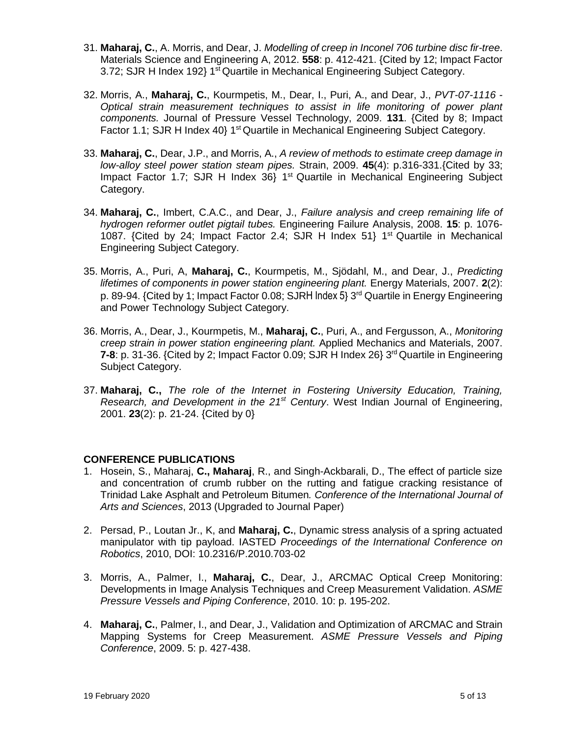31. **Maharaj, C.**, A. Morris, and Dear, J. *Modelling of creep in Inconel 706 turbine disc fir-tree*. Materials Science and Engineering A, 2012. **558**: p. 412-421. {Cited by 12; Impact Factor 3.72; SJR H Index 192} 1st Quartile in Mechanical Engineering Subject Category.

32. Morris, A., **Maharaj, C.**, Kourmpetis, M., Dear, I., Puri, A., and Dear, J., *PVT-07-1116 - Optical strain measurement techniques to assist in life monitoring of power plant components.* Journal of Pressure Vessel Technology, 2009. **131**. {Cited by 8; Impact Factor 1.1; SJR H Index 40} 1st Quartile in Mechanical Engineering Subject Category.

33. **Maharaj, C.**, Dear, J.P., and Morris, A., *A review of methods to estimate creep damage in low-alloy steel power station steam pipes.* Strain, 2009. **45**(4): p.316-331.{Cited by 33; Impact Factor 1.7; SJR H Index 36} 1st Quartile in Mechanical Engineering Subject Category.

34. **Maharaj, C.**, Imbert, C.A.C., and Dear, J., *Failure analysis and creep remaining life of hydrogen reformer outlet pigtail tubes.* Engineering Failure Analysis, 2008. **15**: p. 1076-1087. {Cited by 24; Impact Factor 2.4; SJR H Index 51} 1st Quartile in Mechanical Engineering Subject Category.

35. Morris, A., Puri, A, **Maharaj, C.**, Kourmpetis, M., Sjödahl, M., and Dear, J., *Predicting lifetimes of components in power station engineering plant.* Energy Materials, 2007. **2**(2): p. 89-94. {Cited by 1; Impact Factor 0.08; SJRH Index 5} 3rd Quartile in Energy Engineering and Power Technology Subject Category.

36. Morris, A., Dear, J., Kourmpetis, M., **Maharaj, C.**, Puri, A., and Fergusson, A., *Monitoring creep strain in power station engineering plant.* Applied Mechanics and Materials, 2007. **7-8**: p. 31-36. {Cited by 2; Impact Factor 0.09; SJR H Index 26} 3rd Quartile in Engineering Subject Category.

37. **Maharaj, C.,** *The role of the Internet in Fostering University Education, Training, Research, and Development in the 21st Century*. West Indian Journal of Engineering, 2001. **23**(2): p. 21-24. {Cited by 0}

**CONFERENCE PUBLICATIONS**

1. Hosein, S., Maharaj, **C., Maharaj**, R., and Singh-Ackbarali, D., The effect of particle size and concentration of crumb rubber on the rutting and fatigue cracking resistance of Trinidad Lake Asphalt and Petroleum Bitumen*. Conference of the International Journal of Arts and Sciences*, 2013 (Upgraded to Journal Paper)

2. Persad, P., Loutan Jr., K, and **Maharaj, C.**, Dynamic stress analysis of a spring actuated manipulator with tip payload. IASTED *Proceedings of the International Conference on Robotics*, 2010, DOI: 10.2316/P.2010.703-02

3. Morris, A., Palmer, I., **Maharaj, C.**, Dear, J., ARCMAC Optical Creep Monitoring: Developments in Image Analysis Techniques and Creep Measurement Validation. *ASME Pressure Vessels and Piping Conference*, 2010. 10: p. 195-202.

4. **Maharaj, C.**, Palmer, I., and Dear, J., Validation and Optimization of ARCMAC and Strain Mapping Systems for Creep Measurement. *ASME Pressure Vessels and Piping Conference*, 2009. 5: p. 427-438.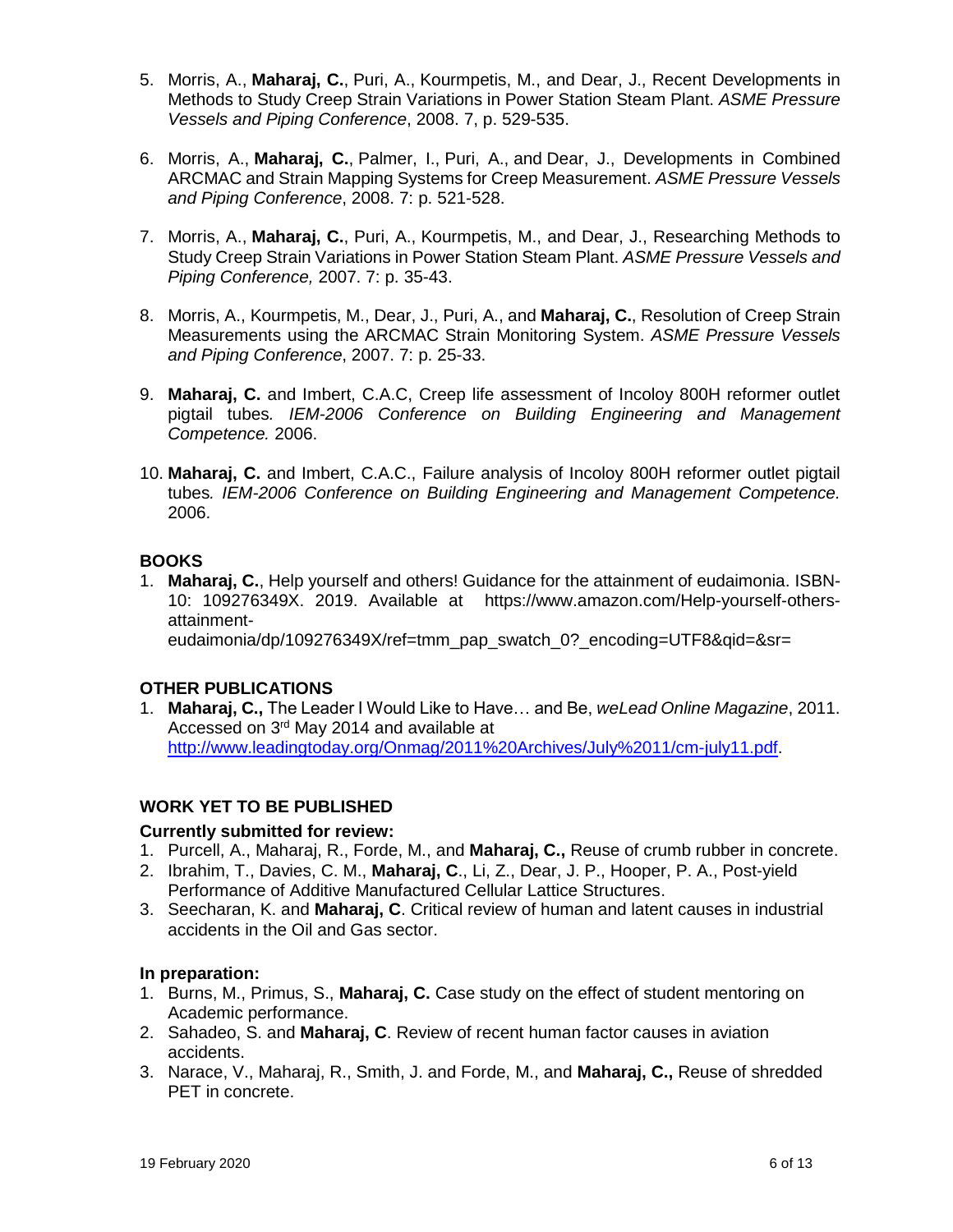5. Morris, A., **Maharaj, C.**, Puri, A., Kourmpetis, M., and Dear, J., Recent Developments in Methods to Study Creep Strain Variations in Power Station Steam Plant. *ASME Pressure Vessels and Piping Conference*, 2008. 7, p. 529-535.

6. Morris, A., **Maharaj, C.**, Palmer, I., Puri, A., and Dear, J., Developments in Combined ARCMAC and Strain Mapping Systems for Creep Measurement. *ASME Pressure Vessels and Piping Conference*, 2008. 7: p. 521-528.

7. Morris, A., **Maharaj, C.**, Puri, A., Kourmpetis, M., and Dear, J., Researching Methods to Study Creep Strain Variations in Power Station Steam Plant. *ASME Pressure Vessels and Piping Conference,* 2007. 7: p. 35-43.

8. Morris, A., Kourmpetis, M., Dear, J., Puri, A., and **Maharaj, C.**, Resolution of Creep Strain Measurements using the ARCMAC Strain Monitoring System. *ASME Pressure Vessels and Piping Conference*, 2007. 7: p. 25-33.

9. **Maharaj, C.** and Imbert, C.A.C, Creep life assessment of Incoloy 800H reformer outlet pigtail tubes*. IEM-2006 Conference on Building Engineering and Management Competence.* 2006.

10. **Maharaj, C.** and Imbert, C.A.C., Failure analysis of Incoloy 800H reformer outlet pigtail tubes*. IEM-2006 Conference on Building Engineering and Management Competence.* 2006.

### BOOKS

1. **Maharaj, C.**, Help yourself and others! Guidance for the attainment of eudaimonia. ISBN-10: 109276349X. 2019. Available at https://www.amazon.com/Help-yourself-others-attainment-eudaimonia/dp/109276349X/ref=tmm_pap_swatch_0?_encoding=UTF8&qid=&sr=

### OTHER PUBLICATIONS

1. **Maharaj, C.,** The Leader I Would Like to Have… and Be, *weLead Online Magazine*, 2011. Accessed on 3rd May 2014 and available at http://www.leadingtoday.org/Onmag/2011%20Archives/July%2011/cm-july11.pdf.

### WORK YET TO BE PUBLISHED

**Currently submitted for review:**

1. Purcell, A., Maharaj, R., Forde, M., and **Maharaj, C.,** Reuse of crumb rubber in concrete.
2. Ibrahim, T., Davies, C. M., **Maharaj, C**., Li, Z., Dear, J. P., Hooper, P. A., Post-yield Performance of Additive Manufactured Cellular Lattice Structures.
3. Seecharan, K. and **Maharaj, C**. Critical review of human and latent causes in industrial accidents in the Oil and Gas sector.

**In preparation:**

1. Burns, M., Primus, S., **Maharaj, C.** Case study on the effect of student mentoring on Academic performance.
2. Sahadeo, S. and **Maharaj, C**. Review of recent human factor causes in aviation accidents.
3. Narace, V., Maharaj, R., Smith, J. and Forde, M., and **Maharaj, C.,** Reuse of shredded PET in concrete.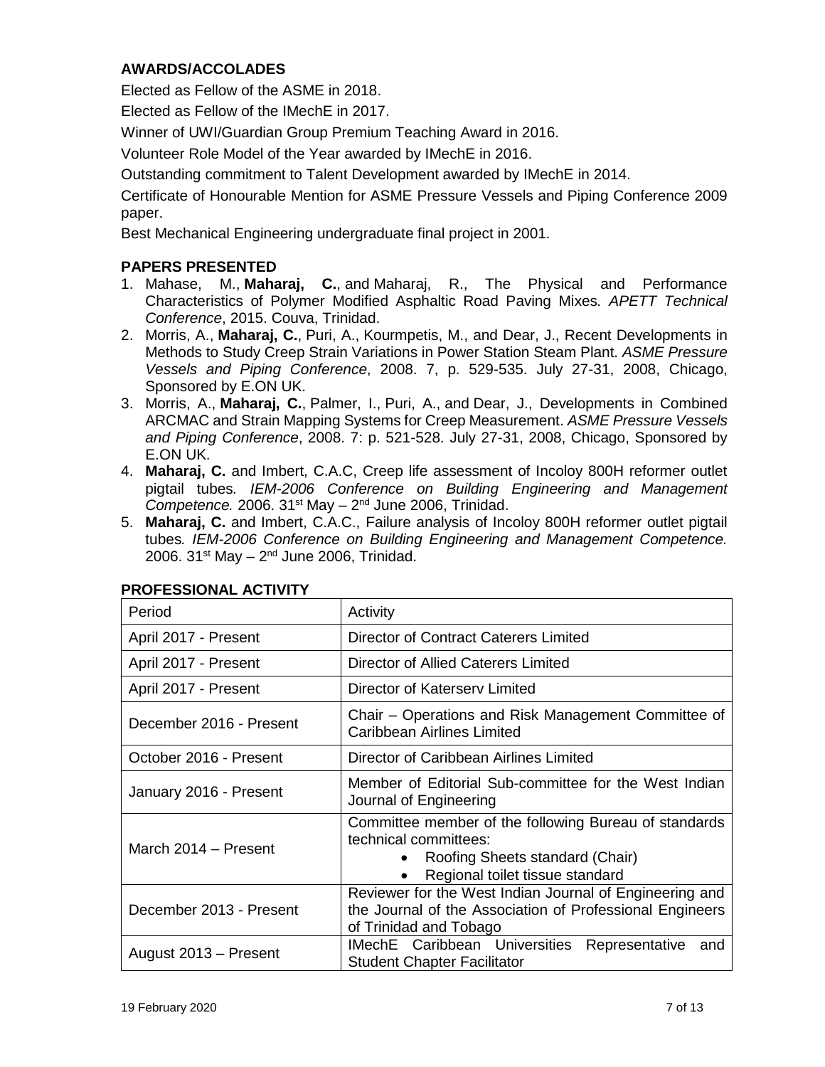## AWARDS/ACCOLADES

Elected as Fellow of the ASME in 2018.

Elected as Fellow of the IMechE in 2017.

Winner of UWI/Guardian Group Premium Teaching Award in 2016.

Volunteer Role Model of the Year awarded by IMechE in 2016.

Outstanding commitment to Talent Development awarded by IMechE in 2014.

Certificate of Honourable Mention for ASME Pressure Vessels and Piping Conference 2009 paper.

Best Mechanical Engineering undergraduate final project in 2001.

## PAPERS PRESENTED

1. Mahase, M., **Maharaj, C.**, and Maharaj, R., The Physical and Performance Characteristics of Polymer Modified Asphaltic Road Paving Mixes. *APETT Technical Conference*, 2015. Couva, Trinidad.
2. Morris, A., **Maharaj, C.**, Puri, A., Kourmpetis, M., and Dear, J., Recent Developments in Methods to Study Creep Strain Variations in Power Station Steam Plant. *ASME Pressure Vessels and Piping Conference*, 2008. 7, p. 529-535. July 27-31, 2008, Chicago, Sponsored by E.ON UK.
3. Morris, A., **Maharaj, C.**, Palmer, I., Puri, A., and Dear, J., Developments in Combined ARCMAC and Strain Mapping Systems for Creep Measurement. *ASME Pressure Vessels and Piping Conference*, 2008. 7: p. 521-528. July 27-31, 2008, Chicago, Sponsored by E.ON UK.
4. **Maharaj, C.** and Imbert, C.A.C, Creep life assessment of Incoloy 800H reformer outlet pigtail tubes*. IEM-2006 Conference on Building Engineering and Management Competence.* 2006. 31st May – 2nd June 2006, Trinidad.
5. **Maharaj, C.** and Imbert, C.A.C., Failure analysis of Incoloy 800H reformer outlet pigtail tubes*. IEM-2006 Conference on Building Engineering and Management Competence.* 2006. 31st May – 2nd June 2006, Trinidad.

## PROFESSIONAL ACTIVITY

| Period | Activity |
|---|---|
| April 2017 - Present | Director of Contract Caterers Limited |
| April 2017 - Present | Director of Allied Caterers Limited |
| April 2017 - Present | Director of Katerserv Limited |
| December 2016 - Present | Chair – Operations and Risk Management Committee of Caribbean Airlines Limited |
| October 2016 - Present | Director of Caribbean Airlines Limited |
| January 2016 - Present | Member of Editorial Sub-committee for the West Indian Journal of Engineering |
| March 2014 – Present | Committee member of the following Bureau of standards technical committees: <br>• Roofing Sheets standard (Chair) <br>• Regional toilet tissue standard |
| December 2013 - Present | Reviewer for the West Indian Journal of Engineering and the Journal of the Association of Professional Engineers of Trinidad and Tobago |
| August 2013 – Present | IMechE Caribbean Universities Representative and Student Chapter Facilitator |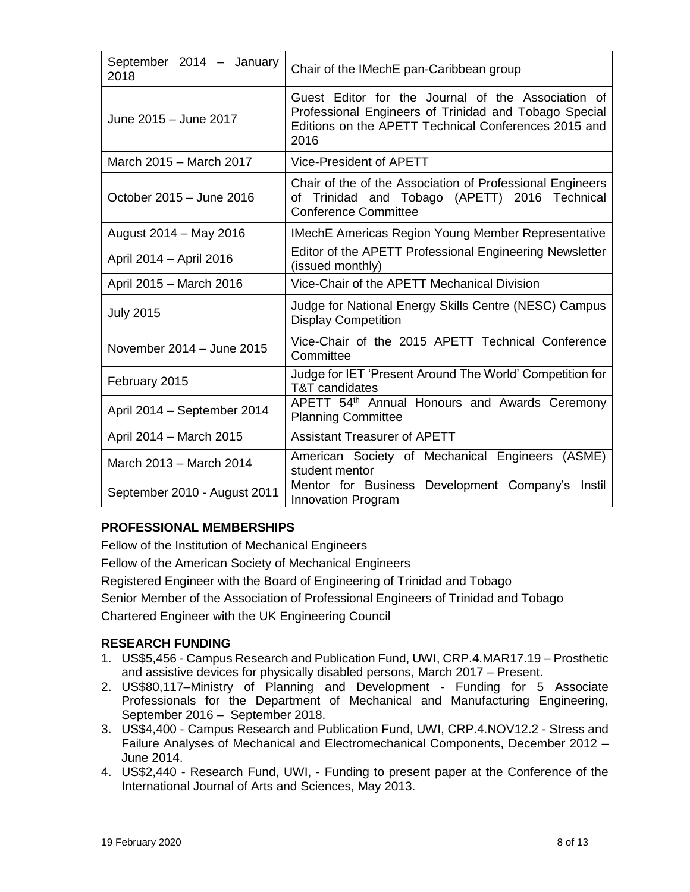| September 2014 – January 2018 | Chair of the IMechE pan-Caribbean group |
|---|---|
| June 2015 – June 2017 | Guest Editor for the Journal of the Association of Professional Engineers of Trinidad and Tobago Special Editions on the APETT Technical Conferences 2015 and 2016 |
| March 2015 – March 2017 | Vice-President of APETT |
| October 2015 – June 2016 | Chair of the of the Association of Professional Engineers of Trinidad and Tobago (APETT) 2016 Technical Conference Committee |
| August 2014 – May 2016 | IMechE Americas Region Young Member Representative |
| April 2014 – April 2016 | Editor of the APETT Professional Engineering Newsletter (issued monthly) |
| April 2015 – March 2016 | Vice-Chair of the APETT Mechanical Division |
| July 2015 | Judge for National Energy Skills Centre (NESC) Campus Display Competition |
| November 2014 – June 2015 | Vice-Chair of the 2015 APETT Technical Conference Committee |
| February 2015 | Judge for IET 'Present Around The World' Competition for T&T candidates |
| April 2014 – September 2014 | APETT 54th Annual Honours and Awards Ceremony Planning Committee |
| April 2014 – March 2015 | Assistant Treasurer of APETT |
| March 2013 – March 2014 | American Society of Mechanical Engineers (ASME) student mentor |
| September 2010 - August 2011 | Mentor for Business Development Company's Instil Innovation Program |

**PROFESSIONAL MEMBERSHIPS**

Fellow of the Institution of Mechanical Engineers

Fellow of the American Society of Mechanical Engineers

Registered Engineer with the Board of Engineering of Trinidad and Tobago

Senior Member of the Association of Professional Engineers of Trinidad and Tobago

Chartered Engineer with the UK Engineering Council

**RESEARCH FUNDING**

1. US$5,456 - Campus Research and Publication Fund, UWI, CRP.4.MAR17.19 – Prosthetic and assistive devices for physically disabled persons, March 2017 – Present.
2. US$80,117–Ministry of Planning and Development - Funding for 5 Associate Professionals for the Department of Mechanical and Manufacturing Engineering, September 2016 – September 2018.
3. US$4,400 - Campus Research and Publication Fund, UWI, CRP.4.NOV12.2 - Stress and Failure Analyses of Mechanical and Electromechanical Components, December 2012 – June 2014.
4. US$2,440 - Research Fund, UWI, - Funding to present paper at the Conference of the International Journal of Arts and Sciences, May 2013.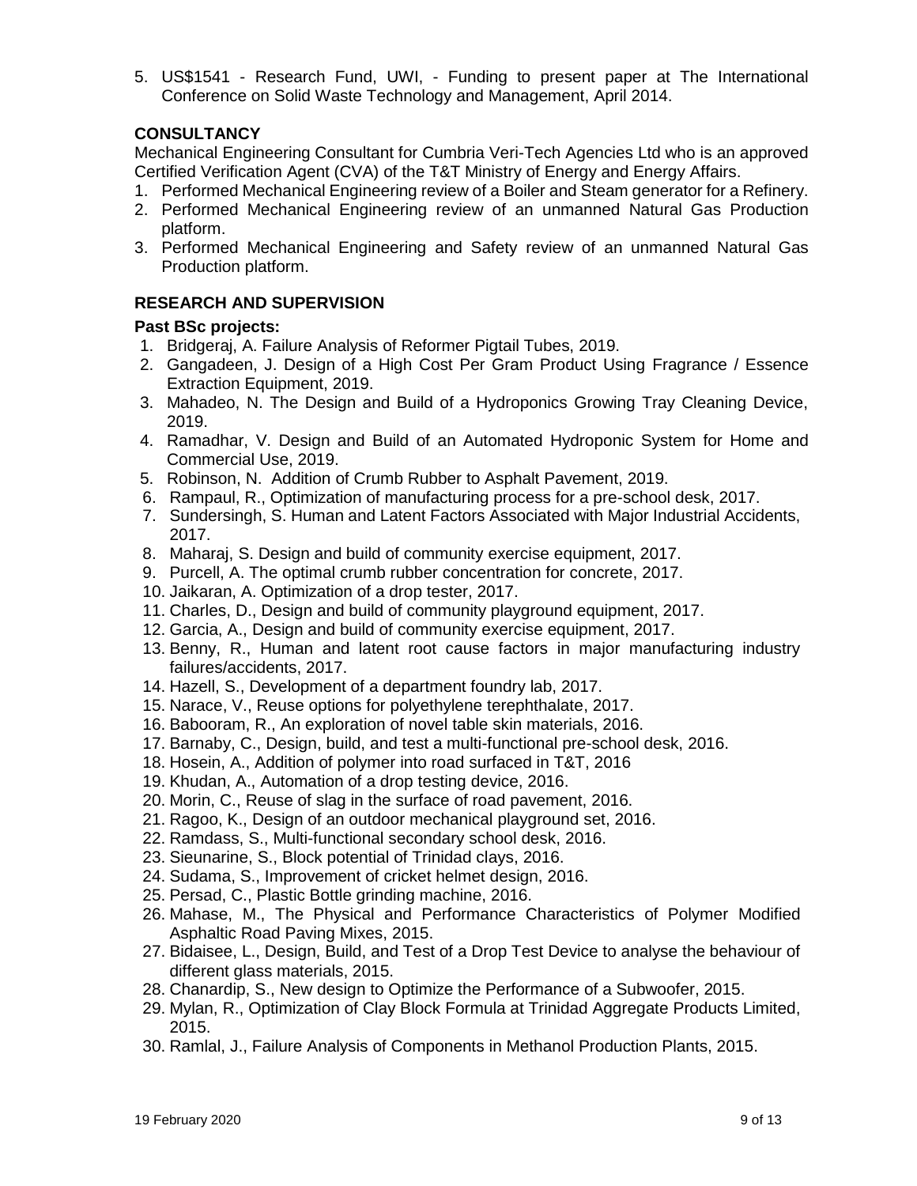5. US$1541 - Research Fund, UWI, - Funding to present paper at The International Conference on Solid Waste Technology and Management, April 2014.

## CONSULTANCY

Mechanical Engineering Consultant for Cumbria Veri-Tech Agencies Ltd who is an approved Certified Verification Agent (CVA) of the T&T Ministry of Energy and Energy Affairs.

1. Performed Mechanical Engineering review of a Boiler and Steam generator for a Refinery.
2. Performed Mechanical Engineering review of an unmanned Natural Gas Production platform.
3. Performed Mechanical Engineering and Safety review of an unmanned Natural Gas Production platform.

## RESEARCH AND SUPERVISION

### Past BSc projects:

1. Bridgeraj, A. Failure Analysis of Reformer Pigtail Tubes, 2019.
2. Gangadeen, J. Design of a High Cost Per Gram Product Using Fragrance / Essence Extraction Equipment, 2019.
3. Mahadeo, N. The Design and Build of a Hydroponics Growing Tray Cleaning Device, 2019.
4. Ramadhar, V. Design and Build of an Automated Hydroponic System for Home and Commercial Use, 2019.
5. Robinson, N. Addition of Crumb Rubber to Asphalt Pavement, 2019.
6. Rampaul, R., Optimization of manufacturing process for a pre-school desk, 2017.
7. Sundersingh, S. Human and Latent Factors Associated with Major Industrial Accidents, 2017.
8. Maharaj, S. Design and build of community exercise equipment, 2017.
9. Purcell, A. The optimal crumb rubber concentration for concrete, 2017.
10. Jaikaran, A. Optimization of a drop tester, 2017.
11. Charles, D., Design and build of community playground equipment, 2017.
12. Garcia, A., Design and build of community exercise equipment, 2017.
13. Benny, R., Human and latent root cause factors in major manufacturing industry failures/accidents, 2017.
14. Hazell, S., Development of a department foundry lab, 2017.
15. Narace, V., Reuse options for polyethylene terephthalate, 2017.
16. Babooram, R., An exploration of novel table skin materials, 2016.
17. Barnaby, C., Design, build, and test a multi-functional pre-school desk, 2016.
18. Hosein, A., Addition of polymer into road surfaced in T&T, 2016
19. Khudan, A., Automation of a drop testing device, 2016.
20. Morin, C., Reuse of slag in the surface of road pavement, 2016.
21. Ragoo, K., Design of an outdoor mechanical playground set, 2016.
22. Ramdass, S., Multi-functional secondary school desk, 2016.
23. Sieunarine, S., Block potential of Trinidad clays, 2016.
24. Sudama, S., Improvement of cricket helmet design, 2016.
25. Persad, C., Plastic Bottle grinding machine, 2016.
26. Mahase, M., The Physical and Performance Characteristics of Polymer Modified Asphaltic Road Paving Mixes, 2015.
27. Bidaisee, L., Design, Build, and Test of a Drop Test Device to analyse the behaviour of different glass materials, 2015.
28. Chanardip, S., New design to Optimize the Performance of a Subwoofer, 2015.
29. Mylan, R., Optimization of Clay Block Formula at Trinidad Aggregate Products Limited, 2015.
30. Ramlal, J., Failure Analysis of Components in Methanol Production Plants, 2015.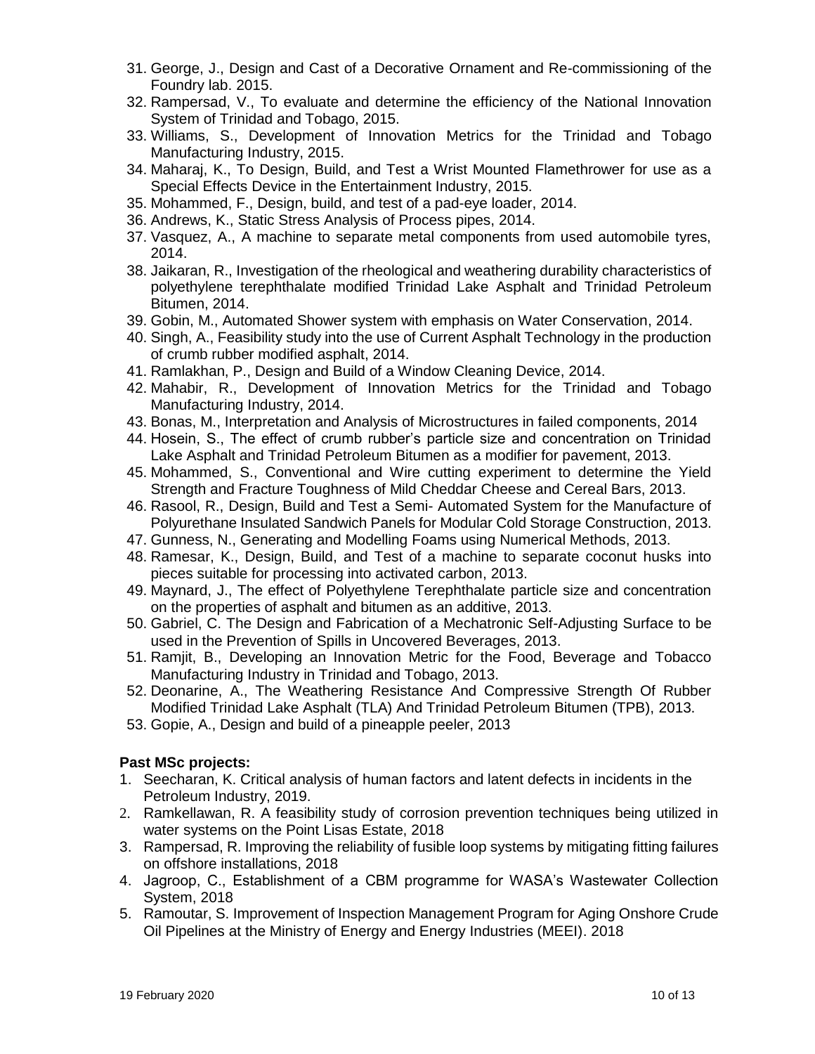31. George, J., Design and Cast of a Decorative Ornament and Re-commissioning of the Foundry lab. 2015.
32. Rampersad, V., To evaluate and determine the efficiency of the National Innovation System of Trinidad and Tobago, 2015.
33. Williams, S., Development of Innovation Metrics for the Trinidad and Tobago Manufacturing Industry, 2015.
34. Maharaj, K., To Design, Build, and Test a Wrist Mounted Flamethrower for use as a Special Effects Device in the Entertainment Industry, 2015.
35. Mohammed, F., Design, build, and test of a pad-eye loader, 2014.
36. Andrews, K., Static Stress Analysis of Process pipes, 2014.
37. Vasquez, A., A machine to separate metal components from used automobile tyres, 2014.
38. Jaikaran, R., Investigation of the rheological and weathering durability characteristics of polyethylene terephthalate modified Trinidad Lake Asphalt and Trinidad Petroleum Bitumen, 2014.
39. Gobin, M., Automated Shower system with emphasis on Water Conservation, 2014.
40. Singh, A., Feasibility study into the use of Current Asphalt Technology in the production of crumb rubber modified asphalt, 2014.
41. Ramlakhan, P., Design and Build of a Window Cleaning Device, 2014.
42. Mahabir, R., Development of Innovation Metrics for the Trinidad and Tobago Manufacturing Industry, 2014.
43. Bonas, M., Interpretation and Analysis of Microstructures in failed components, 2014
44. Hosein, S., The effect of crumb rubber's particle size and concentration on Trinidad Lake Asphalt and Trinidad Petroleum Bitumen as a modifier for pavement, 2013.
45. Mohammed, S., Conventional and Wire cutting experiment to determine the Yield Strength and Fracture Toughness of Mild Cheddar Cheese and Cereal Bars, 2013.
46. Rasool, R., Design, Build and Test a Semi- Automated System for the Manufacture of Polyurethane Insulated Sandwich Panels for Modular Cold Storage Construction, 2013.
47. Gunness, N., Generating and Modelling Foams using Numerical Methods, 2013.
48. Ramesar, K., Design, Build, and Test of a machine to separate coconut husks into pieces suitable for processing into activated carbon, 2013.
49. Maynard, J., The effect of Polyethylene Terephthalate particle size and concentration on the properties of asphalt and bitumen as an additive, 2013.
50. Gabriel, C. The Design and Fabrication of a Mechatronic Self-Adjusting Surface to be used in the Prevention of Spills in Uncovered Beverages, 2013.
51. Ramjit, B., Developing an Innovation Metric for the Food, Beverage and Tobacco Manufacturing Industry in Trinidad and Tobago, 2013.
52. Deonarine, A., The Weathering Resistance And Compressive Strength Of Rubber Modified Trinidad Lake Asphalt (TLA) And Trinidad Petroleum Bitumen (TPB), 2013.
53. Gopie, A., Design and build of a pineapple peeler, 2013

**Past MSc projects:**

1. Seecharan, K. Critical analysis of human factors and latent defects in incidents in the Petroleum Industry, 2019.
2. Ramkellawan, R. A feasibility study of corrosion prevention techniques being utilized in water systems on the Point Lisas Estate, 2018
3. Rampersad, R. Improving the reliability of fusible loop systems by mitigating fitting failures on offshore installations, 2018
4. Jagroop, C., Establishment of a CBM programme for WASA's Wastewater Collection System, 2018
5. Ramoutar, S. Improvement of Inspection Management Program for Aging Onshore Crude Oil Pipelines at the Ministry of Energy and Energy Industries (MEEI). 2018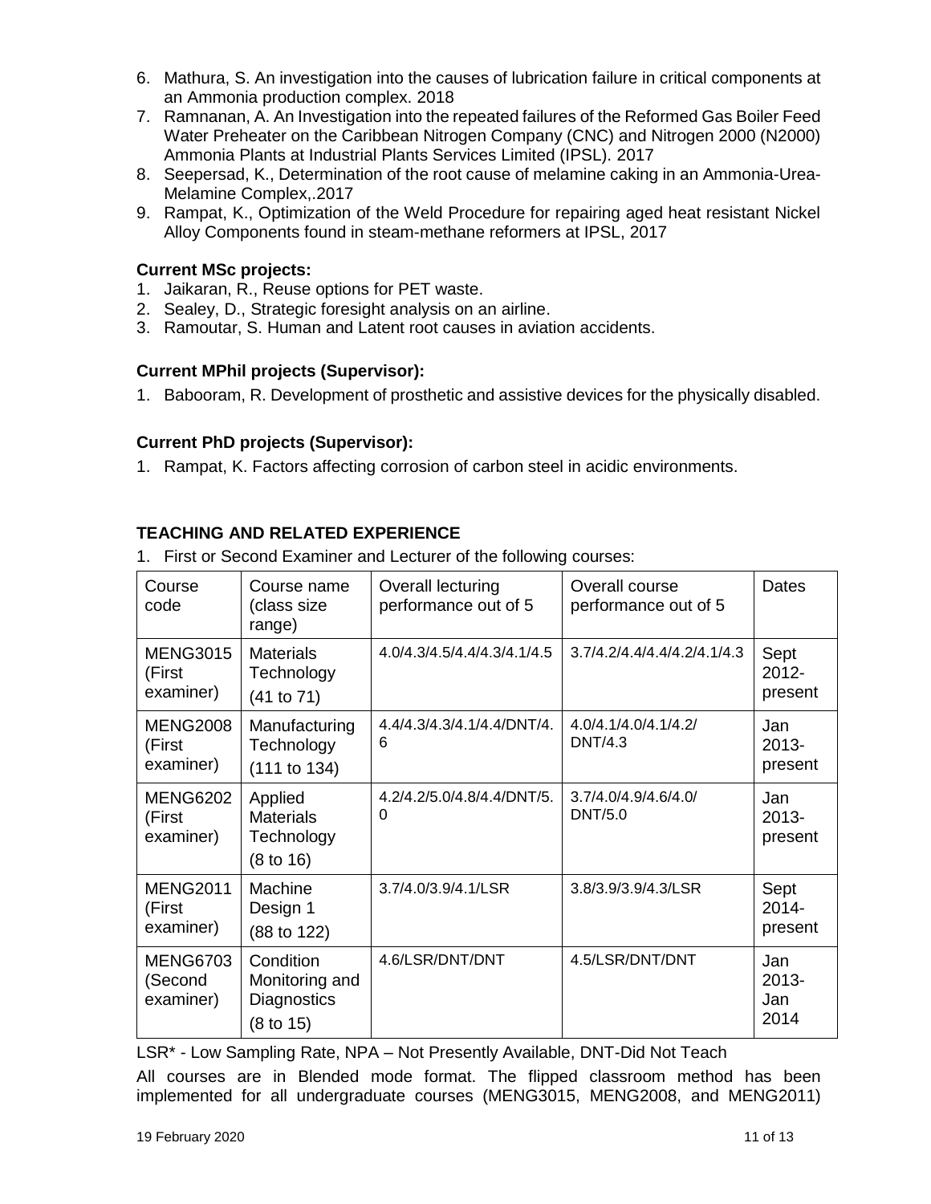6. Mathura, S. An investigation into the causes of lubrication failure in critical components at an Ammonia production complex. 2018
7. Ramnanan, A. An Investigation into the repeated failures of the Reformed Gas Boiler Feed Water Preheater on the Caribbean Nitrogen Company (CNC) and Nitrogen 2000 (N2000) Ammonia Plants at Industrial Plants Services Limited (IPSL). 2017
8. Seepersad, K., Determination of the root cause of melamine caking in an Ammonia-Urea-Melamine Complex,.2017
9. Rampat, K., Optimization of the Weld Procedure for repairing aged heat resistant Nickel Alloy Components found in steam-methane reformers at IPSL, 2017

**Current MSc projects:**

1. Jaikaran, R., Reuse options for PET waste.
2. Sealey, D., Strategic foresight analysis on an airline.
3. Ramoutar, S. Human and Latent root causes in aviation accidents.

**Current MPhil projects (Supervisor):**

1. Babooram, R. Development of prosthetic and assistive devices for the physically disabled.

**Current PhD projects (Supervisor):**

1. Rampat, K. Factors affecting corrosion of carbon steel in acidic environments.

**TEACHING AND RELATED EXPERIENCE**

1. First or Second Examiner and Lecturer of the following courses:

| Course code | Course name (class size range) | Overall lecturing performance out of 5 | Overall course performance out of 5 | Dates |
|---|---|---|---|---|
| MENG3015 (First examiner) | Materials Technology (41 to 71) | 4.0/4.3/4.5/4.4/4.3/4.1/4.5 | 3.7/4.2/4.4/4.4/4.2/4.1/4.3 | Sept 2012-present |
| MENG2008 (First examiner) | Manufacturing Technology (111 to 134) | 4.4/4.3/4.3/4.1/4.4/DNT/4.6 | 4.0/4.1/4.0/4.1/4.2/DNT/4.3 | Jan 2013-present |
| MENG6202 (First examiner) | Applied Materials Technology (8 to 16) | 4.2/4.2/5.0/4.8/4.4/DNT/5.0 | 3.7/4.0/4.9/4.6/4.0/DNT/5.0 | Jan 2013-present |
| MENG2011 (First examiner) | Machine Design 1 (88 to 122) | 3.7/4.0/3.9/4.1/LSR | 3.8/3.9/3.9/4.3/LSR | Sept 2014-present |
| MENG6703 (Second examiner) | Condition Monitoring and Diagnostics (8 to 15) | 4.6/LSR/DNT/DNT | 4.5/LSR/DNT/DNT | Jan 2013-Jan 2014 |

LSR* - Low Sampling Rate, NPA – Not Presently Available, DNT-Did Not Teach

All courses are in Blended mode format. The flipped classroom method has been implemented for all undergraduate courses (MENG3015, MENG2008, and MENG2011)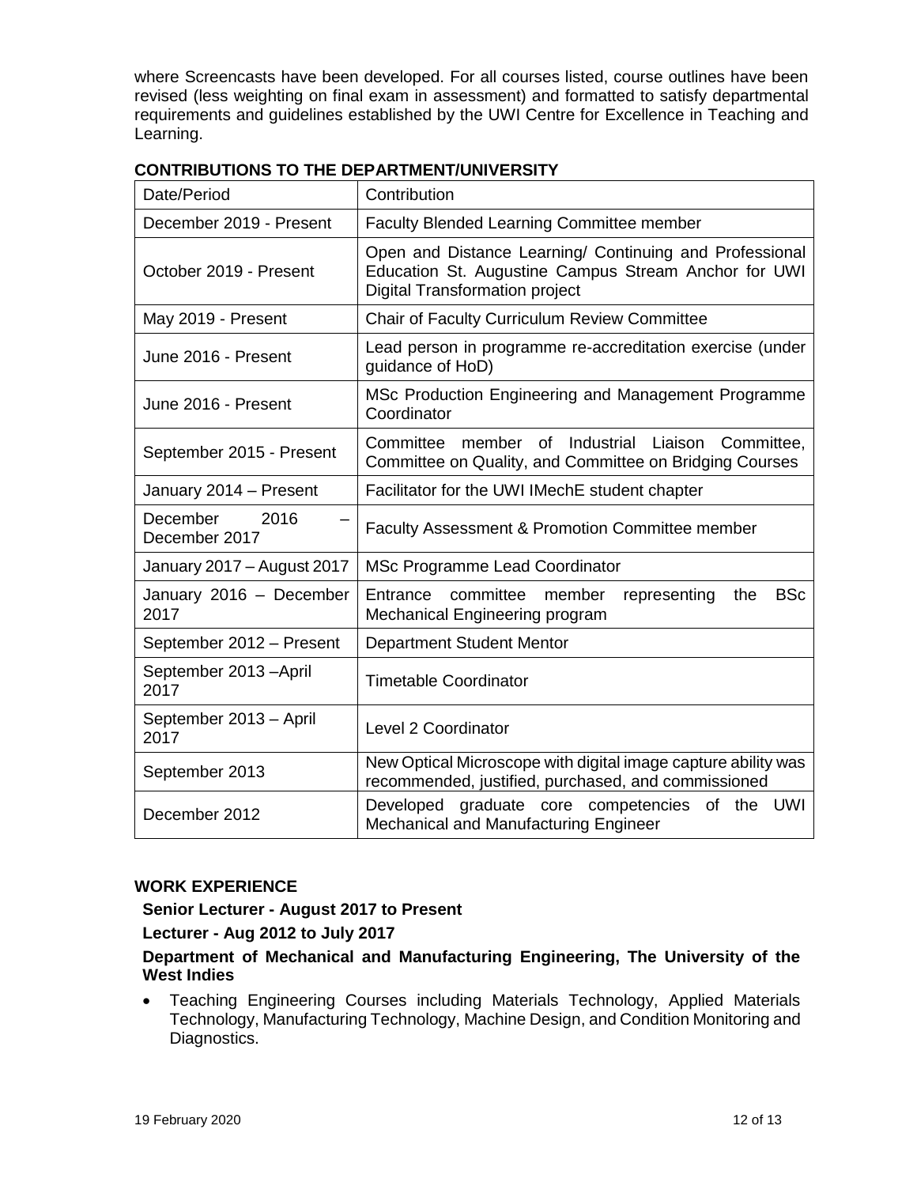where Screencasts have been developed. For all courses listed, course outlines have been revised (less weighting on final exam in assessment) and formatted to satisfy departmental requirements and guidelines established by the UWI Centre for Excellence in Teaching and Learning.

## CONTRIBUTIONS TO THE DEPARTMENT/UNIVERSITY

| Date/Period | Contribution |
| --- | --- |
| December 2019 - Present | Faculty Blended Learning Committee member |
| October 2019 - Present | Open and Distance Learning/ Continuing and Professional Education St. Augustine Campus Stream Anchor for UWI Digital Transformation project |
| May 2019 - Present | Chair of Faculty Curriculum Review Committee |
| June 2016 - Present | Lead person in programme re-accreditation exercise (under guidance of HoD) |
| June 2016 - Present | MSc Production Engineering and Management Programme Coordinator |
| September 2015 - Present | Committee member of Industrial Liaison Committee, Committee on Quality, and Committee on Bridging Courses |
| January 2014 – Present | Facilitator for the UWI IMechE student chapter |
| December 2016 – December 2017 | Faculty Assessment & Promotion Committee member |
| January 2017 – August 2017 | MSc Programme Lead Coordinator |
| January 2016 – December 2017 | Entrance committee member representing the BSc Mechanical Engineering program |
| September 2012 – Present | Department Student Mentor |
| September 2013 –April 2017 | Timetable Coordinator |
| September 2013 – April 2017 | Level 2 Coordinator |
| September 2013 | New Optical Microscope with digital image capture ability was recommended, justified, purchased, and commissioned |
| December 2012 | Developed graduate core competencies of the UWI Mechanical and Manufacturing Engineer |

## WORK EXPERIENCE

**Senior Lecturer - August 2017 to Present**

**Lecturer - Aug 2012 to July 2017**

**Department of Mechanical and Manufacturing Engineering, The University of the West Indies**

- Teaching Engineering Courses including Materials Technology, Applied Materials Technology, Manufacturing Technology, Machine Design, and Condition Monitoring and Diagnostics.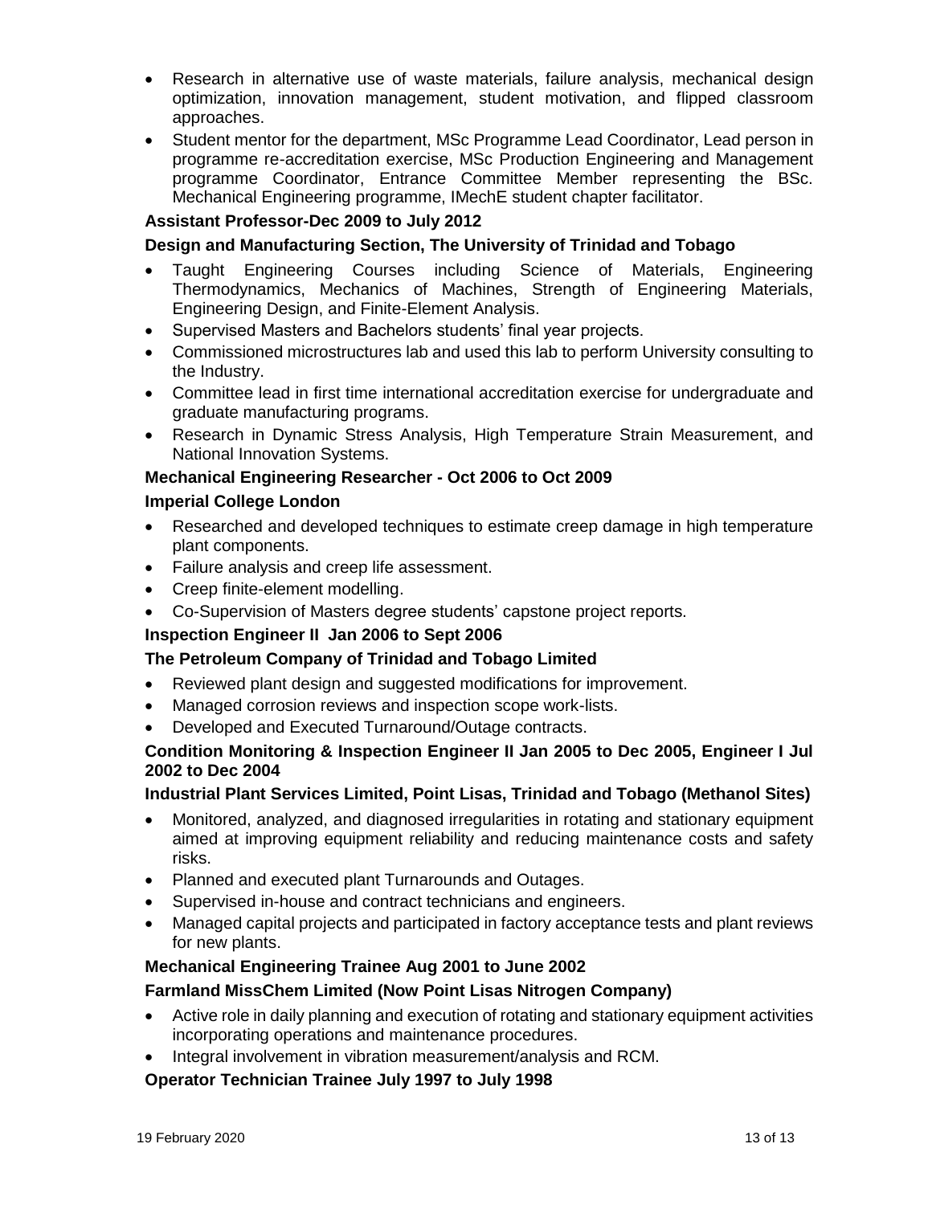- Research in alternative use of waste materials, failure analysis, mechanical design optimization, innovation management, student motivation, and flipped classroom approaches.
- Student mentor for the department, MSc Programme Lead Coordinator, Lead person in programme re-accreditation exercise, MSc Production Engineering and Management programme Coordinator, Entrance Committee Member representing the BSc. Mechanical Engineering programme, IMechE student chapter facilitator.

**Assistant Professor-Dec 2009 to July 2012**

**Design and Manufacturing Section, The University of Trinidad and Tobago**

- Taught Engineering Courses including Science of Materials, Engineering Thermodynamics, Mechanics of Machines, Strength of Engineering Materials, Engineering Design, and Finite-Element Analysis.
- Supervised Masters and Bachelors students' final year projects.
- Commissioned microstructures lab and used this lab to perform University consulting to the Industry.
- Committee lead in first time international accreditation exercise for undergraduate and graduate manufacturing programs.
- Research in Dynamic Stress Analysis, High Temperature Strain Measurement, and National Innovation Systems.

**Mechanical Engineering Researcher - Oct 2006 to Oct 2009**

**Imperial College London**

- Researched and developed techniques to estimate creep damage in high temperature plant components.
- Failure analysis and creep life assessment.
- Creep finite-element modelling.
- Co-Supervision of Masters degree students' capstone project reports.

**Inspection Engineer II Jan 2006 to Sept 2006**

**The Petroleum Company of Trinidad and Tobago Limited**

- Reviewed plant design and suggested modifications for improvement.
- Managed corrosion reviews and inspection scope work-lists.
- Developed and Executed Turnaround/Outage contracts.

**Condition Monitoring & Inspection Engineer II Jan 2005 to Dec 2005, Engineer I Jul 2002 to Dec 2004**

**Industrial Plant Services Limited, Point Lisas, Trinidad and Tobago (Methanol Sites)**

- Monitored, analyzed, and diagnosed irregularities in rotating and stationary equipment aimed at improving equipment reliability and reducing maintenance costs and safety risks.
- Planned and executed plant Turnarounds and Outages.
- Supervised in-house and contract technicians and engineers.
- Managed capital projects and participated in factory acceptance tests and plant reviews for new plants.

**Mechanical Engineering Trainee Aug 2001 to June 2002**

**Farmland MissChem Limited (Now Point Lisas Nitrogen Company)**

- Active role in daily planning and execution of rotating and stationary equipment activities incorporating operations and maintenance procedures.
- Integral involvement in vibration measurement/analysis and RCM.

**Operator Technician Trainee July 1997 to July 1998**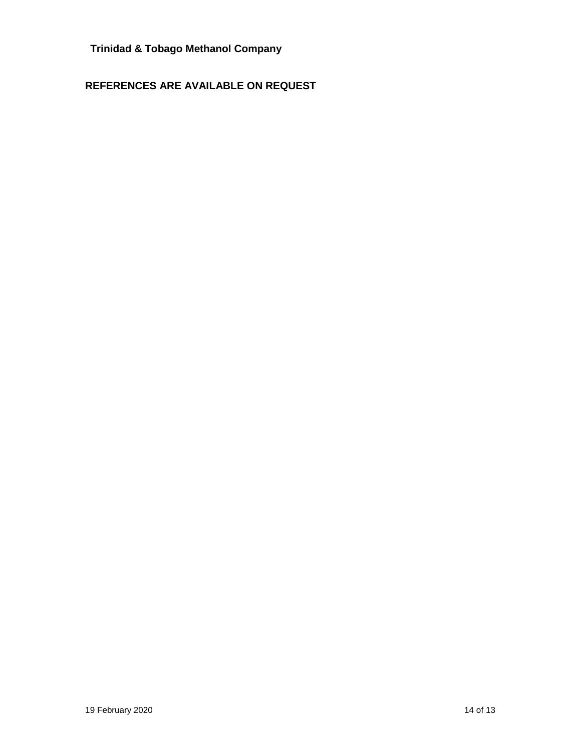**Trinidad & Tobago Methanol Company**

**REFERENCES ARE AVAILABLE ON REQUEST**